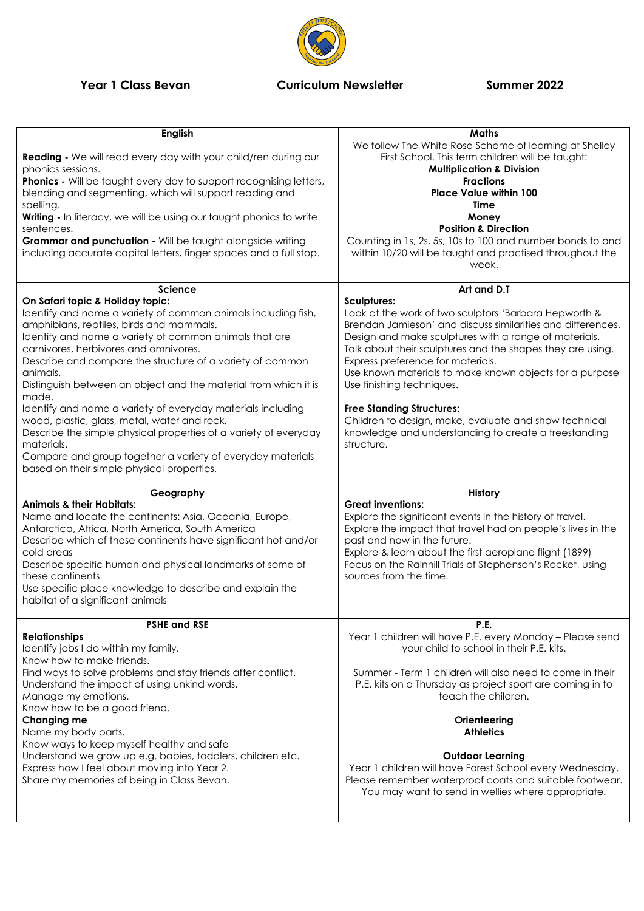**Year 1 Class Bevan** **Curriculum Newsletter** **Summer 2022**

| English | Maths |
|---|---|
| **Reading -** We will read every day with your child/ren during our phonics sessions.<br>**Phonics -** Will be taught every day to support recognising letters, blending and segmenting, which will support reading and spelling.<br>**Writing -** In literacy, we will be using our taught phonics to write sentences.<br>**Grammar and punctuation -** Will be taught alongside writing including accurate capital letters, finger spaces and a full stop. | We follow The White Rose Scheme of learning at Shelley First School. This term children will be taught:<br>**Multiplication & Division**<br>**Fractions**<br>**Place Value within 100**<br>**Time**<br>**Money**<br>**Position & Direction**<br>Counting in 1s, 2s, 5s, 10s to 100 and number bonds to and within 10/20 will be taught and practised throughout the week. |
| **Science** | **Art and D.T** |
| **On Safari topic & Holiday topic:**<br>Identify and name a variety of common animals including fish, amphibians, reptiles, birds and mammals.<br>Identify and name a variety of common animals that are carnivores, herbivores and omnivores.<br>Describe and compare the structure of a variety of common animals.<br>Distinguish between an object and the material from which it is made.<br>Identify and name a variety of everyday materials including wood, plastic, glass, metal, water and rock.<br>Describe the simple physical properties of a variety of everyday materials.<br>Compare and group together a variety of everyday materials based on their simple physical properties. | **Sculptures:**<br>Look at the work of two sculptors 'Barbara Hepworth & Brendan Jamieson' and discuss similarities and differences.<br>Design and make sculptures with a range of materials.<br>Talk about their sculptures and the shapes they are using.<br>Express preference for materials.<br>Use known materials to make known objects for a purpose<br>Use finishing techniques.<br><br>**Free Standing Structures:**<br>Children to design, make, evaluate and show technical knowledge and understanding to create a freestanding structure. |
| **Geography** | **History** |
| **Animals & their Habitats:**<br>Name and locate the continents: Asia, Oceania, Europe, Antarctica, Africa, North America, South America<br>Describe which of these continents have significant hot and/or cold areas<br>Describe specific human and physical landmarks of some of these continents<br>Use specific place knowledge to describe and explain the habitat of a significant animals | **Great inventions:**<br>Explore the significant events in the history of travel.<br>Explore the impact that travel had on people's lives in the past and now in the future.<br>Explore & learn about the first aeroplane flight (1899)<br>Focus on the Rainhill Trials of Stephenson's Rocket, using sources from the time. |
| **PSHE and RSE** | **P.E.** |
| **Relationships**<br>Identify jobs I do within my family.<br>Know how to make friends.<br>Find ways to solve problems and stay friends after conflict.<br>Understand the impact of using unkind words.<br>Manage my emotions.<br>Know how to be a good friend.<br>**Changing me**<br>Name my body parts.<br>Know ways to keep myself healthy and safe<br>Understand we grow up e.g. babies, toddlers, children etc.<br>Express how I feel about moving into Year 2.<br>Share my memories of being in Class Bevan. | Year 1 children will have P.E. every Monday – Please send your child to school in their P.E. kits.<br><br>Summer - Term 1 children will also need to come in their P.E. kits on a Thursday as project sport are coming in to teach the children.<br><br>**Orienteering**<br>**Athletics**<br><br>**Outdoor Learning**<br>Year 1 children will have Forest School every Wednesday. Please remember waterproof coats and suitable footwear. You may want to send in wellies where appropriate. |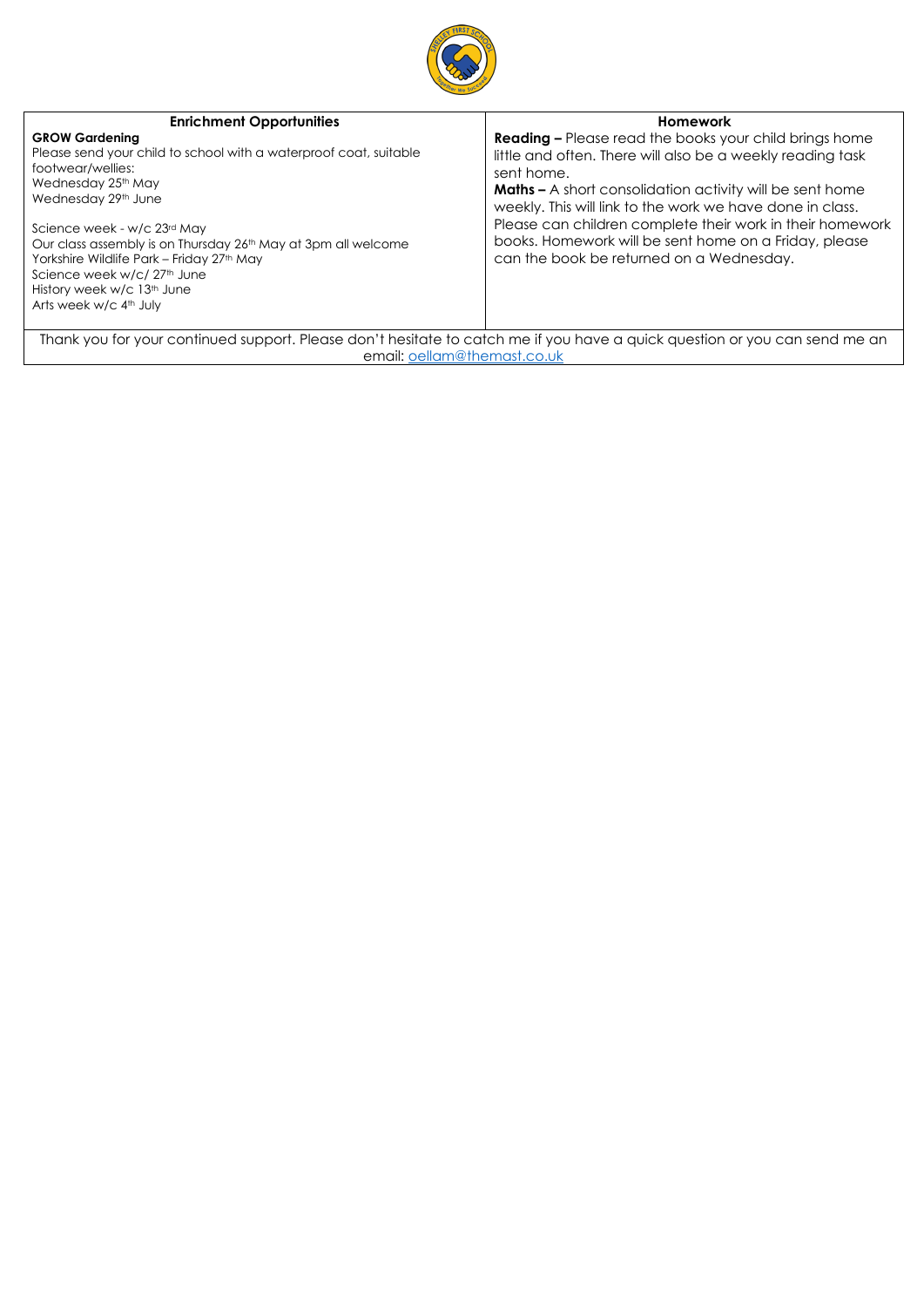| Enrichment Opportunities | Homework |
|---|---|
| **GROW Gardening**<br>Please send your child to school with a waterproof coat, suitable footwear/wellies:<br>Wednesday 25th May<br>Wednesday 29th June<br><br>Science week - w/c 23rd May<br>Our class assembly is on Thursday 26th May at 3pm all welcome<br>Yorkshire Wildlife Park – Friday 27th May<br>Science week w/c/ 27th June<br>History week w/c 13th June<br>Arts week w/c 4th July | **Reading –** Please read the books your child brings home little and often. There will also be a weekly reading task sent home.<br>**Maths –** A short consolidation activity will be sent home weekly. This will link to the work we have done in class.<br>Please can children complete their work in their homework books. Homework will be sent home on a Friday, please can the book be returned on a Wednesday. |

Thank you for your continued support. Please don't hesitate to catch me if you have a quick question or you can send me an email: oellam@themast.co.uk